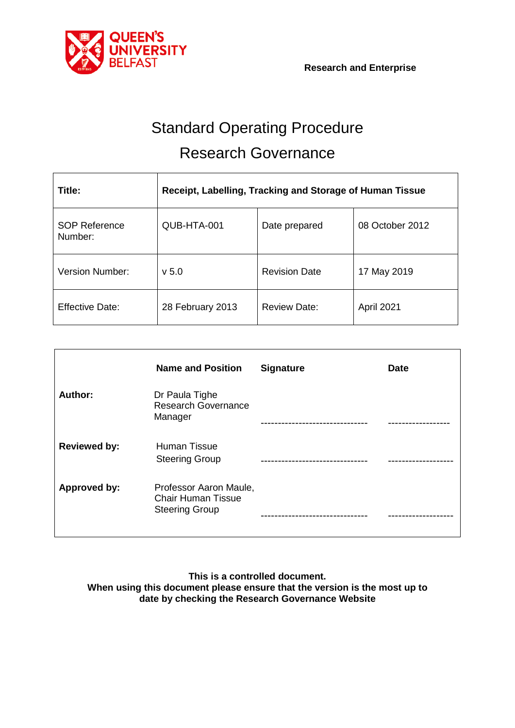QUEEN'S UNIVERSITY BELFAST

**Research and Enterprise**

# Standard Operating Procedure

# Research Governance

| **Title:** | **Receipt, Labelling, Tracking and Storage of Human Tissue** | | |
|---|---|---|---|
| SOP Reference Number: | QUB-HTA-001 | Date prepared | 08 October 2012 |
| Version Number: | v 5.0 | Revision Date | 17 May 2019 |
| Effective Date: | 28 February 2013 | Review Date: | April 2021 |

| | **Name and Position** | **Signature** | **Date** |
|---|---|---|---|
| **Author:** | Dr Paula Tighe Research Governance Manager | ------------------------------- | ------------------ |
| **Reviewed by:** | Human Tissue Steering Group | ------------------------------- | ------------------- |
| **Approved by:** | Professor Aaron Maule, Chair Human Tissue Steering Group | ------------------------------- | ------------------- |

**This is a controlled document.**
**When using this document please ensure that the version is the most up to date by checking the Research Governance Website**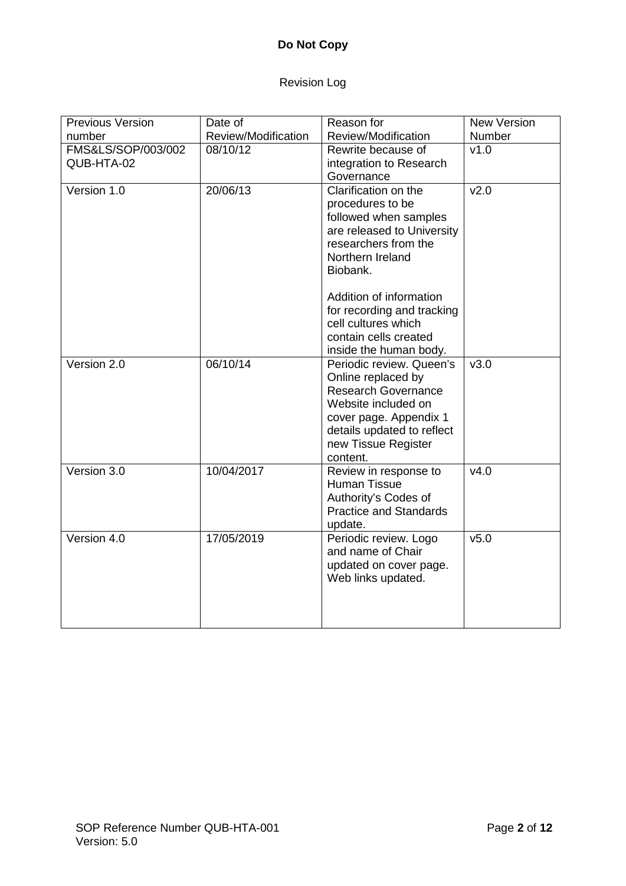**Do Not Copy**

Revision Log

| Previous Version number | Date of Review/Modification | Reason for Review/Modification | New Version Number |
|---|---|---|---|
| FMS&LS/SOP/003/002 QUB-HTA-02 | 08/10/12 | Rewrite because of integration to Research Governance | v1.0 |
| Version 1.0 | 20/06/13 | Clarification on the procedures to be followed when samples are released to University researchers from the Northern Ireland Biobank.<br><br>Addition of information for recording and tracking cell cultures which contain cells created inside the human body. | v2.0 |
| Version 2.0 | 06/10/14 | Periodic review. Queen's Online replaced by Research Governance Website included on cover page. Appendix 1 details updated to reflect new Tissue Register content. | v3.0 |
| Version 3.0 | 10/04/2017 | Review in response to Human Tissue Authority's Codes of Practice and Standards update. | v4.0 |
| Version 4.0 | 17/05/2019 | Periodic review. Logo and name of Chair updated on cover page. Web links updated. | v5.0 |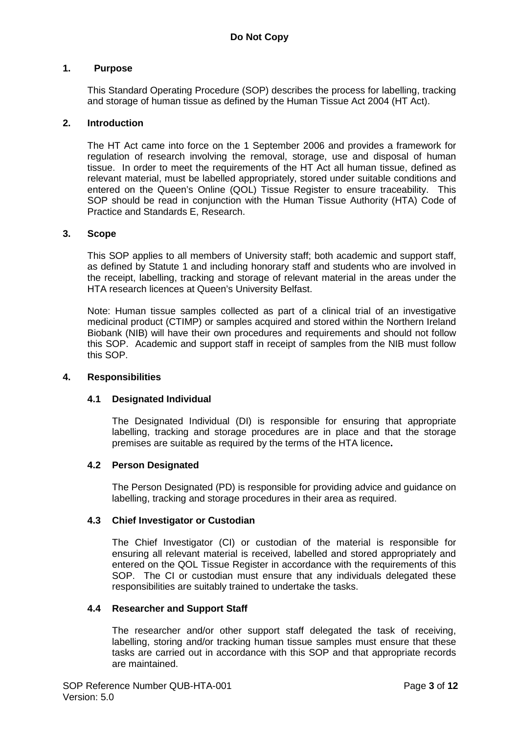**Do Not Copy**

## 1. Purpose

This Standard Operating Procedure (SOP) describes the process for labelling, tracking and storage of human tissue as defined by the Human Tissue Act 2004 (HT Act).

## 2. Introduction

The HT Act came into force on the 1 September 2006 and provides a framework for regulation of research involving the removal, storage, use and disposal of human tissue. In order to meet the requirements of the HT Act all human tissue, defined as relevant material, must be labelled appropriately, stored under suitable conditions and entered on the Queen's Online (QOL) Tissue Register to ensure traceability. This SOP should be read in conjunction with the Human Tissue Authority (HTA) Code of Practice and Standards E, Research.

## 3. Scope

This SOP applies to all members of University staff; both academic and support staff, as defined by Statute 1 and including honorary staff and students who are involved in the receipt, labelling, tracking and storage of relevant material in the areas under the HTA research licences at Queen's University Belfast.

Note: Human tissue samples collected as part of a clinical trial of an investigative medicinal product (CTIMP) or samples acquired and stored within the Northern Ireland Biobank (NIB) will have their own procedures and requirements and should not follow this SOP. Academic and support staff in receipt of samples from the NIB must follow this SOP.

## 4. Responsibilities

### 4.1 Designated Individual

The Designated Individual (DI) is responsible for ensuring that appropriate labelling, tracking and storage procedures are in place and that the storage premises are suitable as required by the terms of the HTA licence**.**

### 4.2 Person Designated

The Person Designated (PD) is responsible for providing advice and guidance on labelling, tracking and storage procedures in their area as required.

### 4.3 Chief Investigator or Custodian

The Chief Investigator (CI) or custodian of the material is responsible for ensuring all relevant material is received, labelled and stored appropriately and entered on the QOL Tissue Register in accordance with the requirements of this SOP. The CI or custodian must ensure that any individuals delegated these responsibilities are suitably trained to undertake the tasks.

### 4.4 Researcher and Support Staff

The researcher and/or other support staff delegated the task of receiving, labelling, storing and/or tracking human tissue samples must ensure that these tasks are carried out in accordance with this SOP and that appropriate records are maintained.

SOP Reference Number QUB-HTA-001
Version: 5.0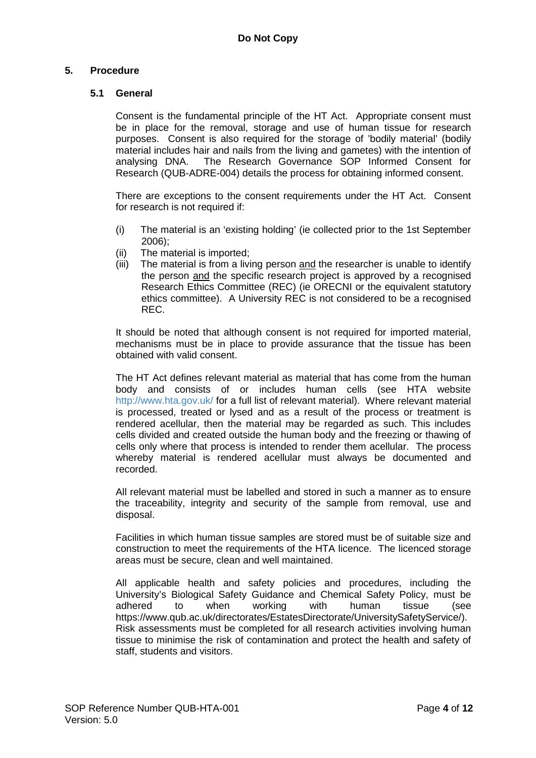**Do Not Copy**

## 5. Procedure

### 5.1 General

Consent is the fundamental principle of the HT Act. Appropriate consent must be in place for the removal, storage and use of human tissue for research purposes. Consent is also required for the storage of 'bodily material' (bodily material includes hair and nails from the living and gametes) with the intention of analysing DNA. The Research Governance SOP Informed Consent for Research (QUB-ADRE-004) details the process for obtaining informed consent.

There are exceptions to the consent requirements under the HT Act. Consent for research is not required if:

- (i) The material is an 'existing holding' (ie collected prior to the 1st September 2006);
- (ii) The material is imported;
- (iii) The material is from a living person and the researcher is unable to identify the person and the specific research project is approved by a recognised Research Ethics Committee (REC) (ie ORECNI or the equivalent statutory ethics committee). A University REC is not considered to be a recognised REC.

It should be noted that although consent is not required for imported material, mechanisms must be in place to provide assurance that the tissue has been obtained with valid consent.

The HT Act defines relevant material as material that has come from the human body and consists of or includes human cells (see HTA website http://www.hta.gov.uk/ for a full list of relevant material). Where relevant material is processed, treated or lysed and as a result of the process or treatment is rendered acellular, then the material may be regarded as such. This includes cells divided and created outside the human body and the freezing or thawing of cells only where that process is intended to render them acellular. The process whereby material is rendered acellular must always be documented and recorded.

All relevant material must be labelled and stored in such a manner as to ensure the traceability, integrity and security of the sample from removal, use and disposal.

Facilities in which human tissue samples are stored must be of suitable size and construction to meet the requirements of the HTA licence. The licenced storage areas must be secure, clean and well maintained.

All applicable health and safety policies and procedures, including the University's Biological Safety Guidance and Chemical Safety Policy, must be adhered to when working with human tissue (see https://www.qub.ac.uk/directorates/EstatesDirectorate/UniversitySafetyService/). Risk assessments must be completed for all research activities involving human tissue to minimise the risk of contamination and protect the health and safety of staff, students and visitors.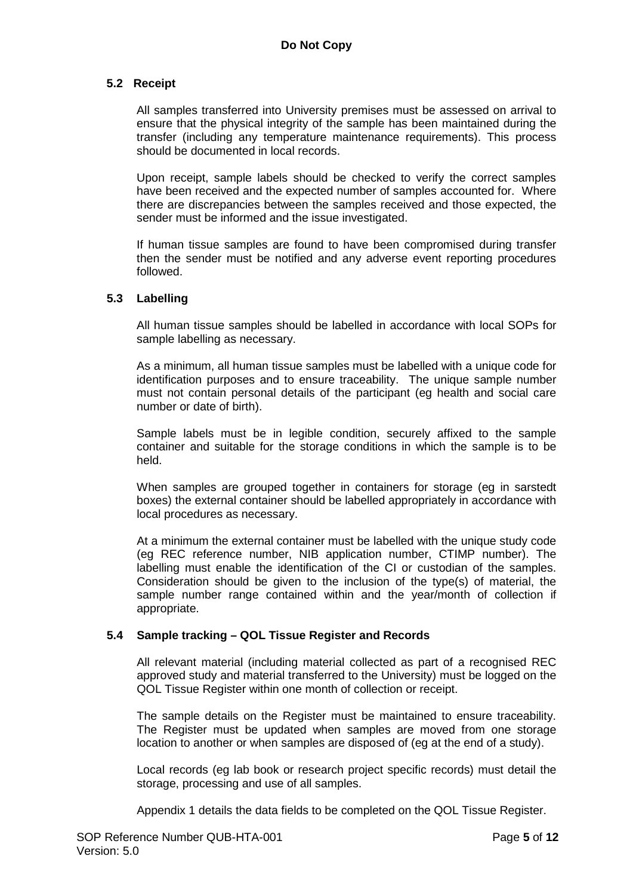### 5.2 Receipt

All samples transferred into University premises must be assessed on arrival to ensure that the physical integrity of the sample has been maintained during the transfer (including any temperature maintenance requirements). This process should be documented in local records.

Upon receipt, sample labels should be checked to verify the correct samples have been received and the expected number of samples accounted for. Where there are discrepancies between the samples received and those expected, the sender must be informed and the issue investigated.

If human tissue samples are found to have been compromised during transfer then the sender must be notified and any adverse event reporting procedures followed.

### 5.3 Labelling

All human tissue samples should be labelled in accordance with local SOPs for sample labelling as necessary.

As a minimum, all human tissue samples must be labelled with a unique code for identification purposes and to ensure traceability. The unique sample number must not contain personal details of the participant (eg health and social care number or date of birth).

Sample labels must be in legible condition, securely affixed to the sample container and suitable for the storage conditions in which the sample is to be held.

When samples are grouped together in containers for storage (eg in sarstedt boxes) the external container should be labelled appropriately in accordance with local procedures as necessary.

At a minimum the external container must be labelled with the unique study code (eg REC reference number, NIB application number, CTIMP number). The labelling must enable the identification of the CI or custodian of the samples. Consideration should be given to the inclusion of the type(s) of material, the sample number range contained within and the year/month of collection if appropriate.

### 5.4 Sample tracking – QOL Tissue Register and Records

All relevant material (including material collected as part of a recognised REC approved study and material transferred to the University) must be logged on the QOL Tissue Register within one month of collection or receipt.

The sample details on the Register must be maintained to ensure traceability. The Register must be updated when samples are moved from one storage location to another or when samples are disposed of (eg at the end of a study).

Local records (eg lab book or research project specific records) must detail the storage, processing and use of all samples.

Appendix 1 details the data fields to be completed on the QOL Tissue Register.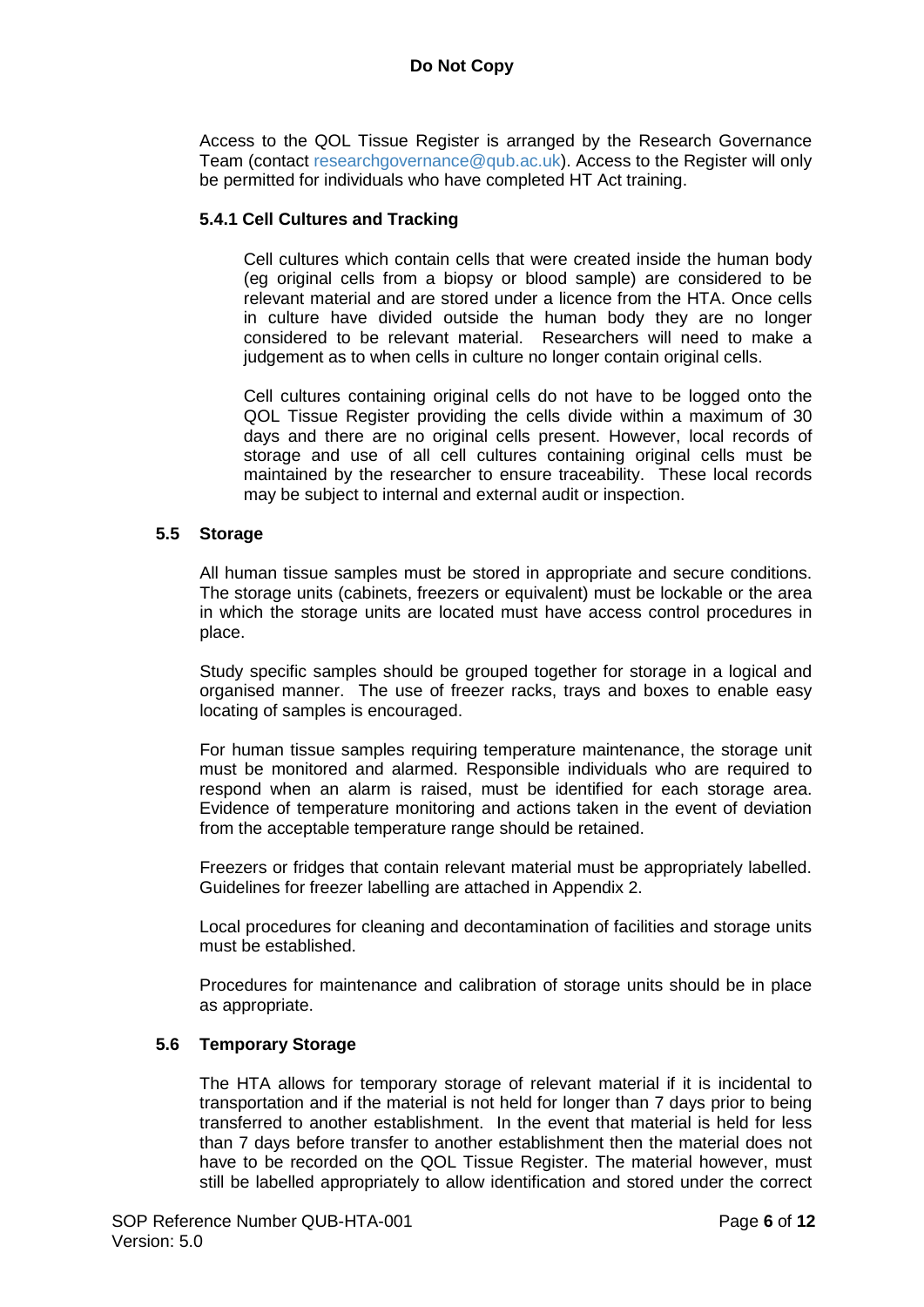Access to the QOL Tissue Register is arranged by the Research Governance Team (contact researchgovernance@qub.ac.uk). Access to the Register will only be permitted for individuals who have completed HT Act training.

#### 5.4.1 Cell Cultures and Tracking

Cell cultures which contain cells that were created inside the human body (eg original cells from a biopsy or blood sample) are considered to be relevant material and are stored under a licence from the HTA. Once cells in culture have divided outside the human body they are no longer considered to be relevant material. Researchers will need to make a judgement as to when cells in culture no longer contain original cells.

Cell cultures containing original cells do not have to be logged onto the QOL Tissue Register providing the cells divide within a maximum of 30 days and there are no original cells present. However, local records of storage and use of all cell cultures containing original cells must be maintained by the researcher to ensure traceability. These local records may be subject to internal and external audit or inspection.

### 5.5 Storage

All human tissue samples must be stored in appropriate and secure conditions. The storage units (cabinets, freezers or equivalent) must be lockable or the area in which the storage units are located must have access control procedures in place.

Study specific samples should be grouped together for storage in a logical and organised manner. The use of freezer racks, trays and boxes to enable easy locating of samples is encouraged.

For human tissue samples requiring temperature maintenance, the storage unit must be monitored and alarmed. Responsible individuals who are required to respond when an alarm is raised, must be identified for each storage area. Evidence of temperature monitoring and actions taken in the event of deviation from the acceptable temperature range should be retained.

Freezers or fridges that contain relevant material must be appropriately labelled. Guidelines for freezer labelling are attached in Appendix 2.

Local procedures for cleaning and decontamination of facilities and storage units must be established.

Procedures for maintenance and calibration of storage units should be in place as appropriate.

### 5.6 Temporary Storage

The HTA allows for temporary storage of relevant material if it is incidental to transportation and if the material is not held for longer than 7 days prior to being transferred to another establishment. In the event that material is held for less than 7 days before transfer to another establishment then the material does not have to be recorded on the QOL Tissue Register. The material however, must still be labelled appropriately to allow identification and stored under the correct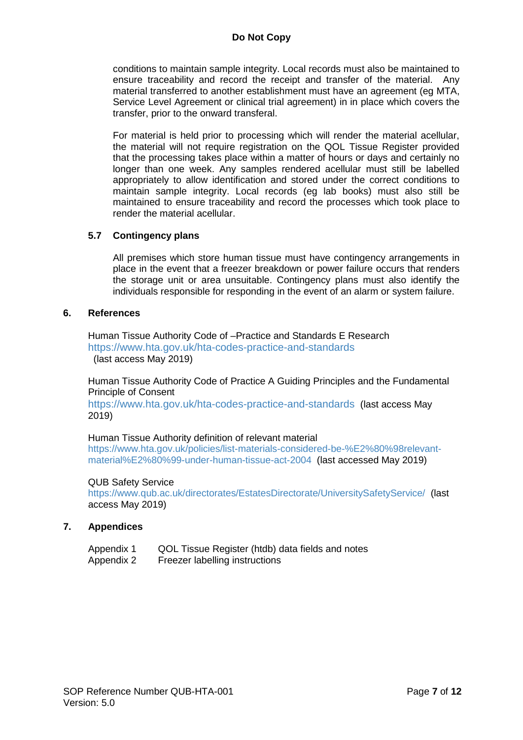conditions to maintain sample integrity. Local records must also be maintained to ensure traceability and record the receipt and transfer of the material. Any material transferred to another establishment must have an agreement (eg MTA, Service Level Agreement or clinical trial agreement) in in place which covers the transfer, prior to the onward transferal.

For material is held prior to processing which will render the material acellular, the material will not require registration on the QOL Tissue Register provided that the processing takes place within a matter of hours or days and certainly no longer than one week. Any samples rendered acellular must still be labelled appropriately to allow identification and stored under the correct conditions to maintain sample integrity. Local records (eg lab books) must also still be maintained to ensure traceability and record the processes which took place to render the material acellular.

### 5.7 Contingency plans

All premises which store human tissue must have contingency arrangements in place in the event that a freezer breakdown or power failure occurs that renders the storage unit or area unsuitable. Contingency plans must also identify the individuals responsible for responding in the event of an alarm or system failure.

## 6. References

Human Tissue Authority Code of –Practice and Standards E Research
https://www.hta.gov.uk/hta-codes-practice-and-standards
(last access May 2019)

Human Tissue Authority Code of Practice A Guiding Principles and the Fundamental Principle of Consent
https://www.hta.gov.uk/hta-codes-practice-and-standards (last access May 2019)

Human Tissue Authority definition of relevant material
https://www.hta.gov.uk/policies/list-materials-considered-be-%E2%80%98relevant-material%E2%80%99-under-human-tissue-act-2004 (last accessed May 2019)

QUB Safety Service
https://www.qub.ac.uk/directorates/EstatesDirectorate/UniversitySafetyService/ (last access May 2019)

## 7. Appendices

Appendix 1 QOL Tissue Register (htdb) data fields and notes
Appendix 2 Freezer labelling instructions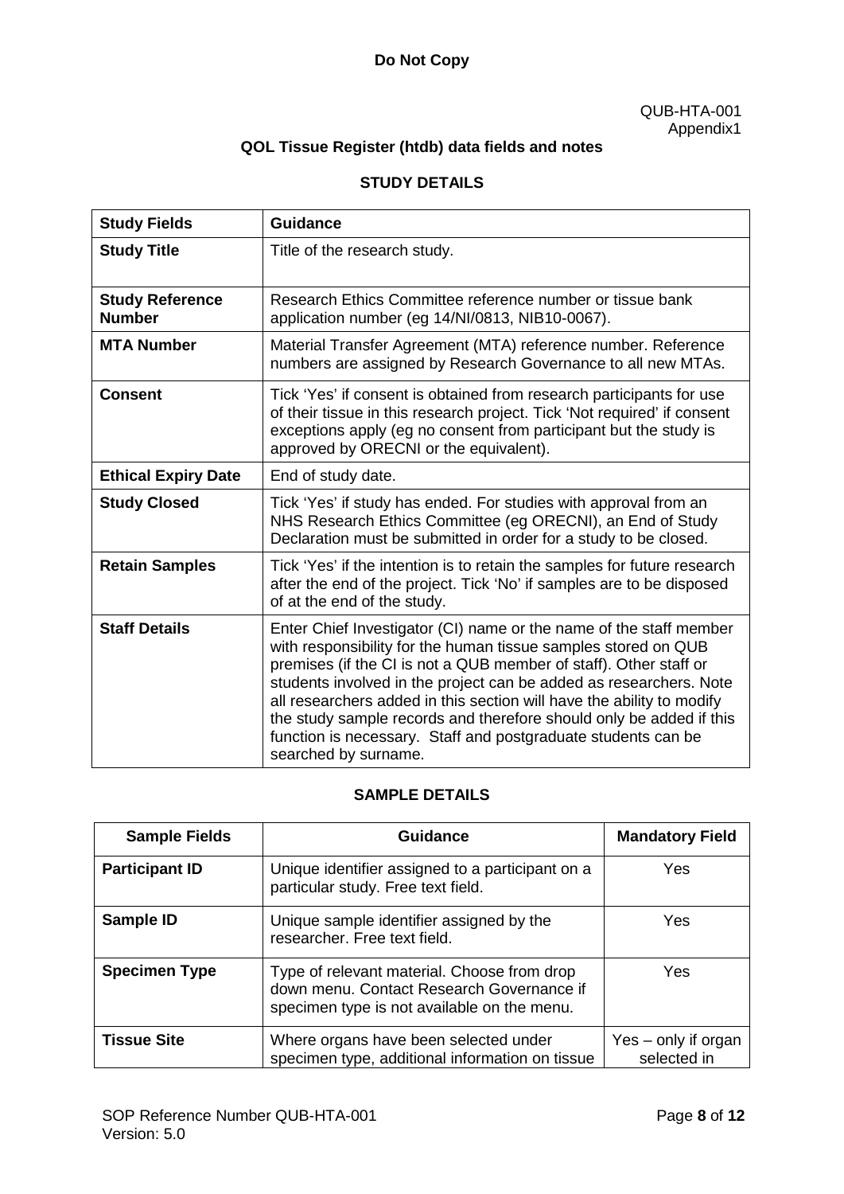**Do Not Copy**

QUB-HTA-001
Appendix1

## QOL Tissue Register (htdb) data fields and notes

### STUDY DETAILS

| Study Fields | Guidance |
|---|---|
| **Study Title** | Title of the research study. |
| **Study Reference Number** | Research Ethics Committee reference number or tissue bank application number (eg 14/NI/0813, NIB10-0067). |
| **MTA Number** | Material Transfer Agreement (MTA) reference number. Reference numbers are assigned by Research Governance to all new MTAs. |
| **Consent** | Tick 'Yes' if consent is obtained from research participants for use of their tissue in this research project. Tick 'Not required' if consent exceptions apply (eg no consent from participant but the study is approved by ORECNI or the equivalent). |
| **Ethical Expiry Date** | End of study date. |
| **Study Closed** | Tick 'Yes' if study has ended. For studies with approval from an NHS Research Ethics Committee (eg ORECNI), an End of Study Declaration must be submitted in order for a study to be closed. |
| **Retain Samples** | Tick 'Yes' if the intention is to retain the samples for future research after the end of the project. Tick 'No' if samples are to be disposed of at the end of the study. |
| **Staff Details** | Enter Chief Investigator (CI) name or the name of the staff member with responsibility for the human tissue samples stored on QUB premises (if the CI is not a QUB member of staff). Other staff or students involved in the project can be added as researchers. Note all researchers added in this section will have the ability to modify the study sample records and therefore should only be added if this function is necessary. Staff and postgraduate students can be searched by surname. |

### SAMPLE DETAILS

| Sample Fields | Guidance | Mandatory Field |
|---|---|---|
| **Participant ID** | Unique identifier assigned to a participant on a particular study. Free text field. | Yes |
| **Sample ID** | Unique sample identifier assigned by the researcher. Free text field. | Yes |
| **Specimen Type** | Type of relevant material. Choose from drop down menu. Contact Research Governance if specimen type is not available on the menu. | Yes |
| **Tissue Site** | Where organs have been selected under specimen type, additional information on tissue | Yes – only if organ selected in |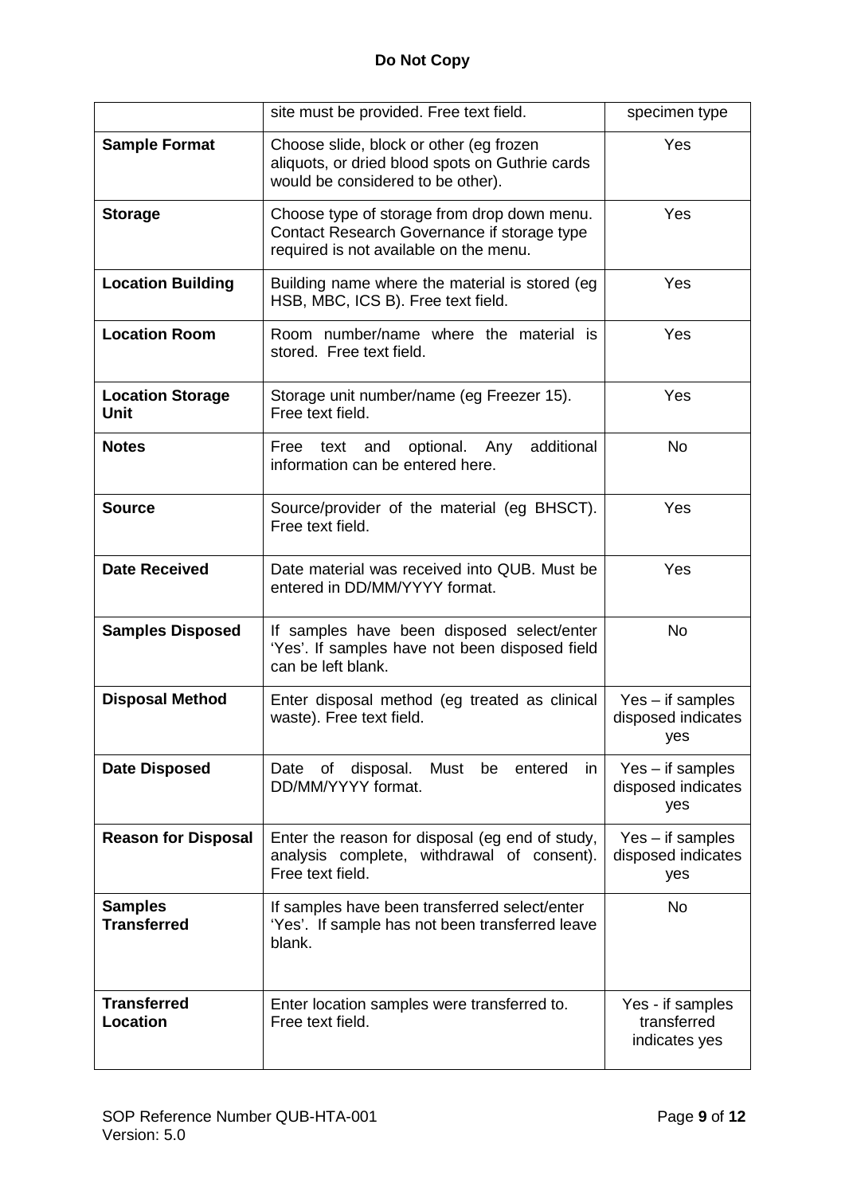| | | |
|---|---|---|
| | site must be provided. Free text field. | specimen type |
| **Sample Format** | Choose slide, block or other (eg frozen aliquots, or dried blood spots on Guthrie cards would be considered to be other). | Yes |
| **Storage** | Choose type of storage from drop down menu. Contact Research Governance if storage type required is not available on the menu. | Yes |
| **Location Building** | Building name where the material is stored (eg HSB, MBC, ICS B). Free text field. | Yes |
| **Location Room** | Room number/name where the material is stored. Free text field. | Yes |
| **Location Storage Unit** | Storage unit number/name (eg Freezer 15). Free text field. | Yes |
| **Notes** | Free text and optional. Any additional information can be entered here. | No |
| **Source** | Source/provider of the material (eg BHSCT). Free text field. | Yes |
| **Date Received** | Date material was received into QUB. Must be entered in DD/MM/YYYY format. | Yes |
| **Samples Disposed** | If samples have been disposed select/enter 'Yes'. If samples have not been disposed field can be left blank. | No |
| **Disposal Method** | Enter disposal method (eg treated as clinical waste). Free text field. | Yes – if samples disposed indicates yes |
| **Date Disposed** | Date of disposal. Must be entered in DD/MM/YYYY format. | Yes – if samples disposed indicates yes |
| **Reason for Disposal** | Enter the reason for disposal (eg end of study, analysis complete, withdrawal of consent). Free text field. | Yes – if samples disposed indicates yes |
| **Samples Transferred** | If samples have been transferred select/enter 'Yes'. If sample has not been transferred leave blank. | No |
| **Transferred Location** | Enter location samples were transferred to. Free text field. | Yes - if samples transferred indicates yes |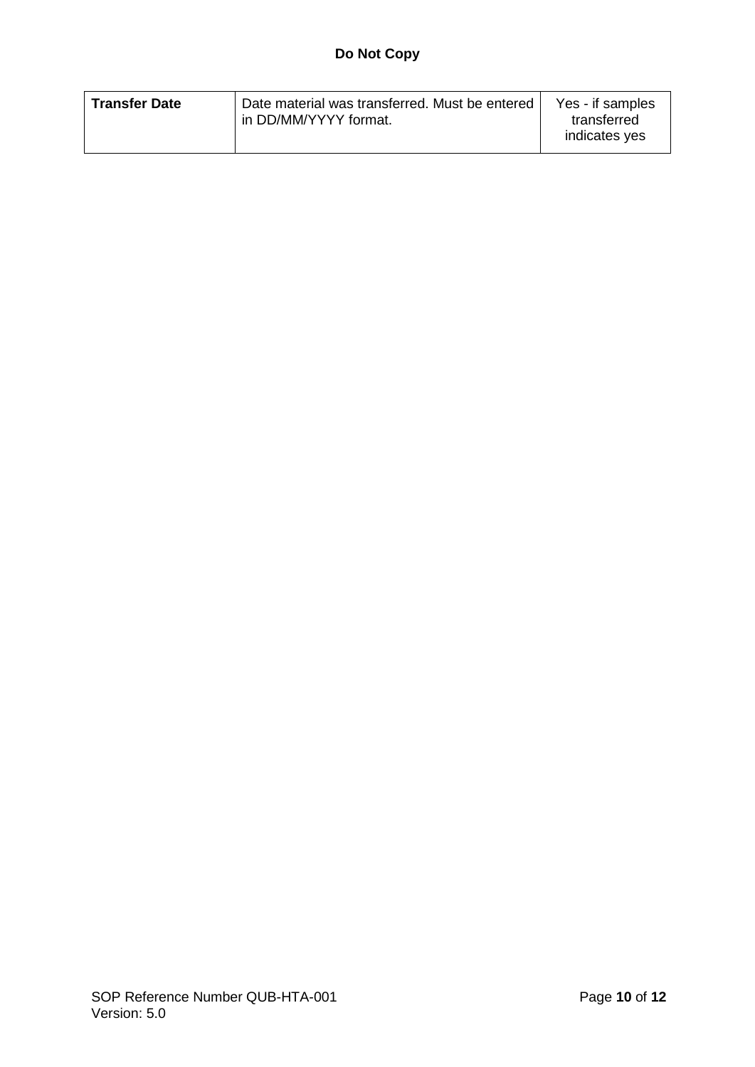| **Transfer Date** | Date material was transferred. Must be entered in DD/MM/YYYY format. | Yes - if samples transferred indicates yes |
|---|---|---|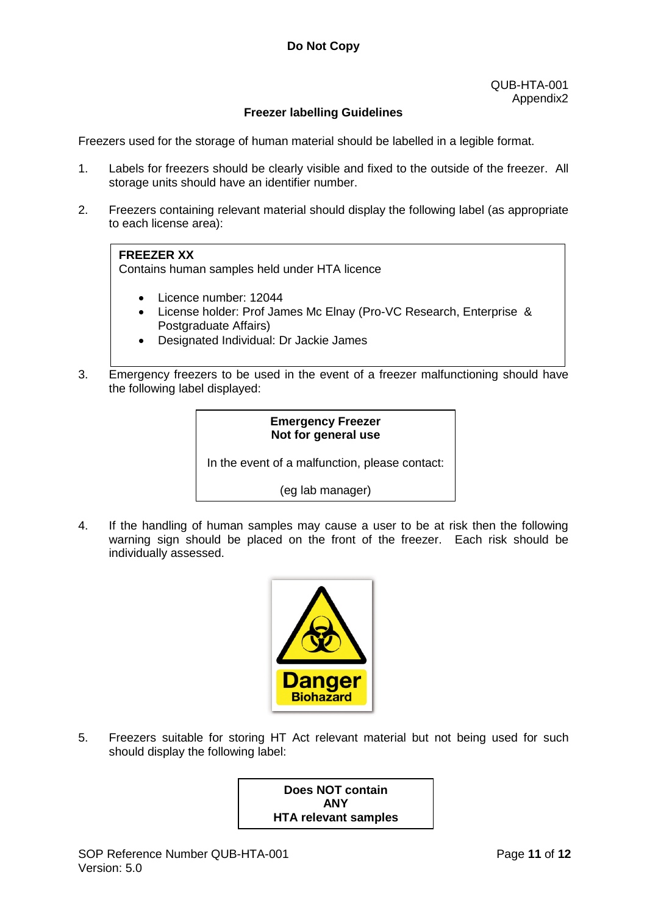**Do Not Copy**

QUB-HTA-001
Appendix2

## Freezer labelling Guidelines

Freezers used for the storage of human material should be labelled in a legible format.

1. Labels for freezers should be clearly visible and fixed to the outside of the freezer. All storage units should have an identifier number.

2. Freezers containing relevant material should display the following label (as appropriate to each license area):

| **FREEZER XX**<br>Contains human samples held under HTA licence<br><br>• Licence number: 12044<br>• License holder: Prof James Mc Elnay (Pro-VC Research, Enterprise & Postgraduate Affairs)<br>• Designated Individual: Dr Jackie James |
|---|

3. Emergency freezers to be used in the event of a freezer malfunctioning should have the following label displayed:

| **Emergency Freezer**<br>**Not for general use**<br><br>In the event of a malfunction, please contact:<br><br>(eg lab manager) |
|---|

4. If the handling of human samples may cause a user to be at risk then the following warning sign should be placed on the front of the freezer. Each risk should be individually assessed.

**Danger**
**Biohazard**

5. Freezers suitable for storing HT Act relevant material but not being used for such should display the following label:

| **Does NOT contain**<br>**ANY**<br>**HTA relevant samples** |
|---|

SOP Reference Number QUB-HTA-001
Version: 5.0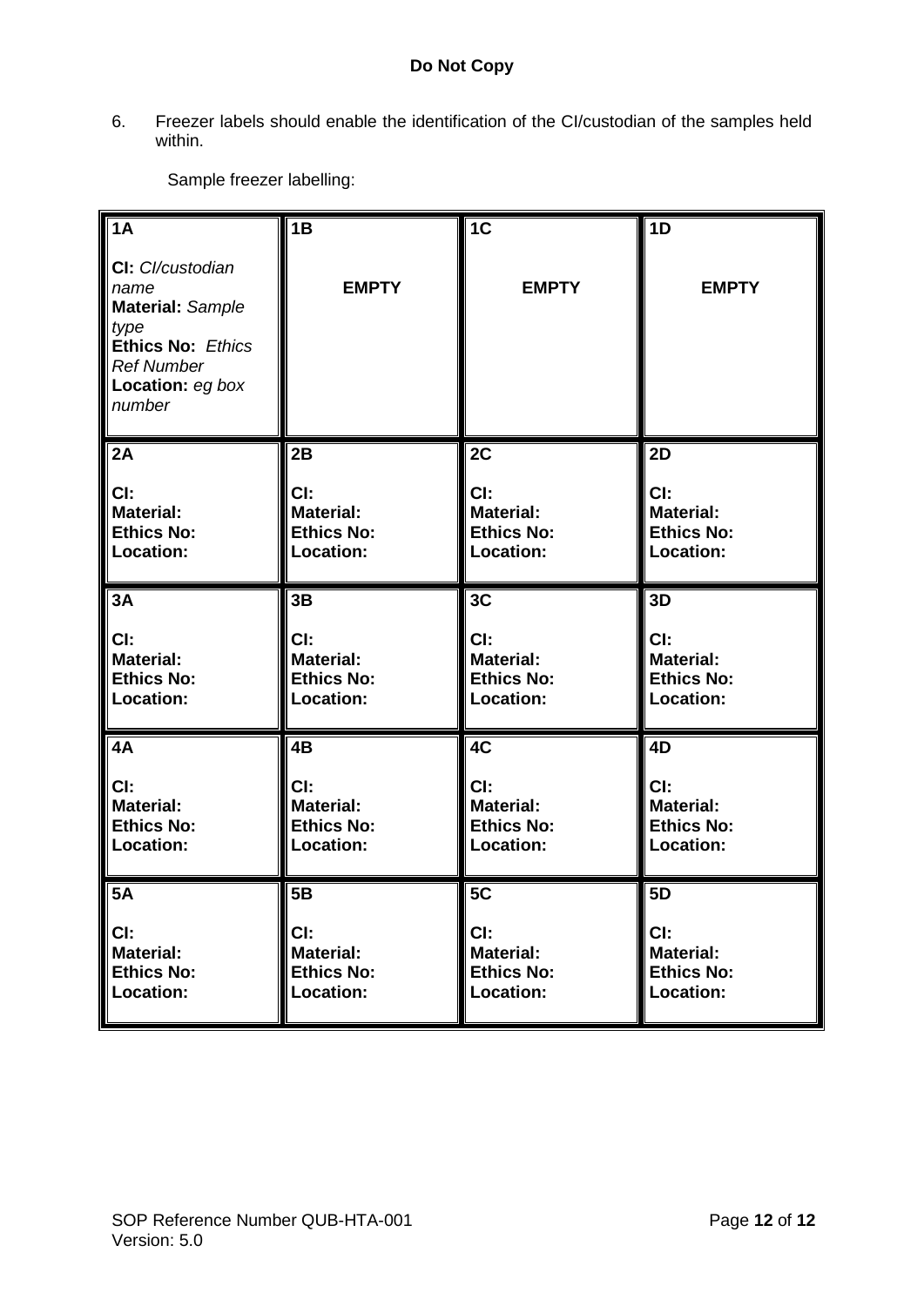**Do Not Copy**

6. Freezer labels should enable the identification of the CI/custodian of the samples held within.

Sample freezer labelling:

| | | | |
|---|---|---|---|
| **1A**<br><br>**CI:** *CI/custodian name*<br>**Material:** *Sample type*<br>**Ethics No:** *Ethics Ref Number*<br>**Location:** *eg box number* | **1B**<br><br>**EMPTY** | **1C**<br><br>**EMPTY** | **1D**<br><br>**EMPTY** |
| **2A**<br><br>**CI:**<br>**Material:**<br>**Ethics No:**<br>**Location:** | **2B**<br><br>**CI:**<br>**Material:**<br>**Ethics No:**<br>**Location:** | **2C**<br><br>**CI:**<br>**Material:**<br>**Ethics No:**<br>**Location:** | **2D**<br><br>**CI:**<br>**Material:**<br>**Ethics No:**<br>**Location:** |
| **3A**<br><br>**CI:**<br>**Material:**<br>**Ethics No:**<br>**Location:** | **3B**<br><br>**CI:**<br>**Material:**<br>**Ethics No:**<br>**Location:** | **3C**<br><br>**CI:**<br>**Material:**<br>**Ethics No:**<br>**Location:** | **3D**<br><br>**CI:**<br>**Material:**<br>**Ethics No:**<br>**Location:** |
| **4A**<br><br>**CI:**<br>**Material:**<br>**Ethics No:**<br>**Location:** | **4B**<br><br>**CI:**<br>**Material:**<br>**Ethics No:**<br>**Location:** | **4C**<br><br>**CI:**<br>**Material:**<br>**Ethics No:**<br>**Location:** | **4D**<br><br>**CI:**<br>**Material:**<br>**Ethics No:**<br>**Location:** |
| **5A**<br><br>**CI:**<br>**Material:**<br>**Ethics No:**<br>**Location:** | **5B**<br><br>**CI:**<br>**Material:**<br>**Ethics No:**<br>**Location:** | **5C**<br><br>**CI:**<br>**Material:**<br>**Ethics No:**<br>**Location:** | **5D**<br><br>**CI:**<br>**Material:**<br>**Ethics No:**<br>**Location:** |

SOP Reference Number QUB-HTA-001
Version: 5.0